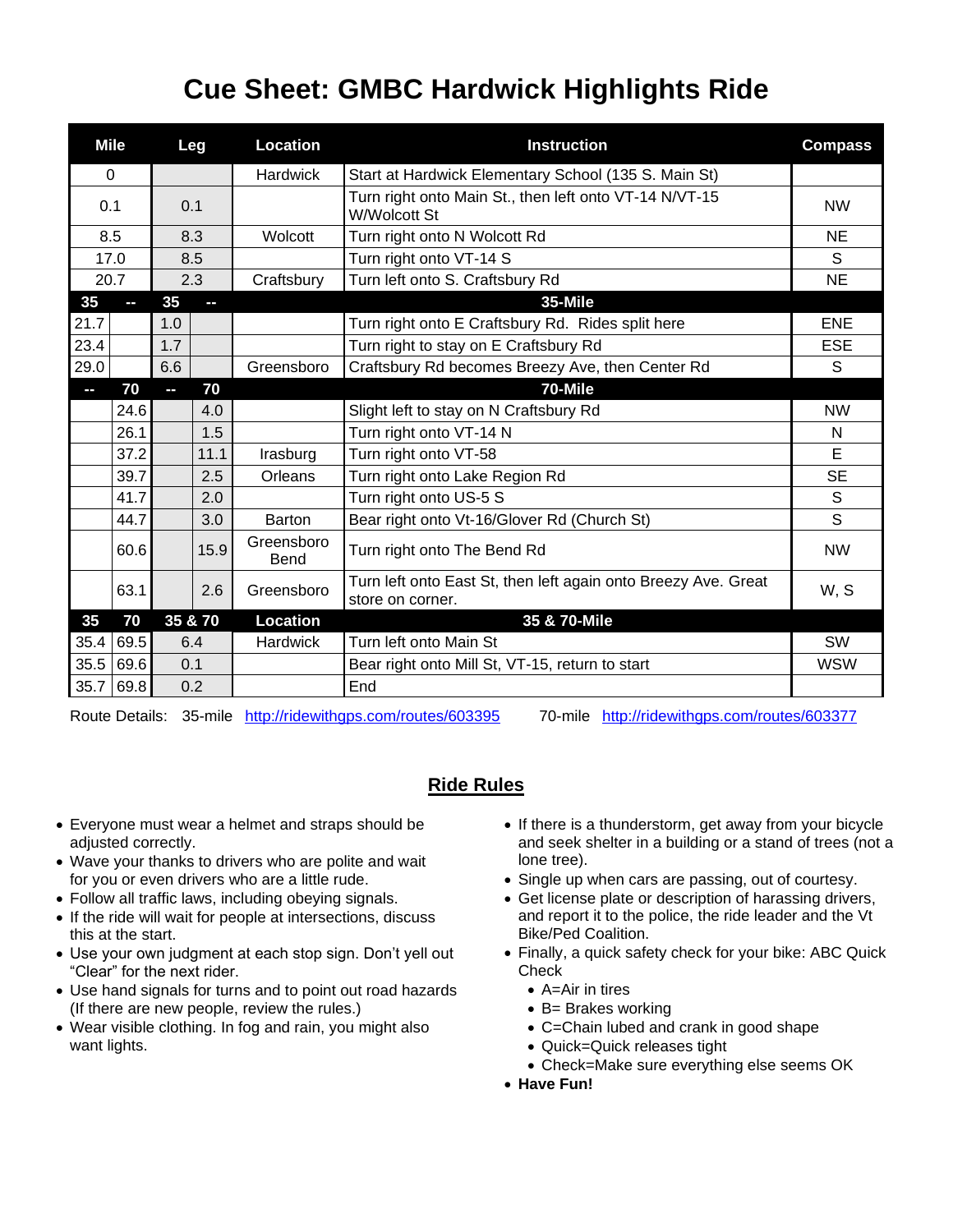# Cue Sheet: GMBC Hardwick Highlights Ride

| Mile | | Leg | | Location | Instruction | Compass |
|---|---|---|---|---|---|---|
| 0 | | | | Hardwick | Start at Hardwick Elementary School (135 S. Main St) | |
| 0.1 | | 0.1 | | | Turn right onto Main St., then left onto VT-14 N/VT-15 W/Wolcott St | NW |
| 8.5 | | 8.3 | | Wolcott | Turn right onto N Wolcott Rd | NE |
| 17.0 | | 8.5 | | | Turn right onto VT-14 S | S |
| 20.7 | | 2.3 | | Craftsbury | Turn left onto S. Craftsbury Rd | NE |
| **35** | **--** | **35** | **--** | | **35-Mile** | |
| 21.7 | | 1.0 | | | Turn right onto E Craftsbury Rd. Rides split here | ENE |
| 23.4 | | 1.7 | | | Turn right to stay on E Craftsbury Rd | ESE |
| 29.0 | | 6.6 | | Greensboro | Craftsbury Rd becomes Breezy Ave, then Center Rd | S |
| **--** | **70** | **--** | **70** | | **70-Mile** | |
| | 24.6 | | 4.0 | | Slight left to stay on N Craftsbury Rd | NW |
| | 26.1 | | 1.5 | | Turn right onto VT-14 N | N |
| | 37.2 | | 11.1 | Irasburg | Turn right onto VT-58 | E |
| | 39.7 | | 2.5 | Orleans | Turn right onto Lake Region Rd | SE |
| | 41.7 | | 2.0 | | Turn right onto US-5 S | S |
| | 44.7 | | 3.0 | Barton | Bear right onto Vt-16/Glover Rd (Church St) | S |
| | 60.6 | | 15.9 | Greensboro Bend | Turn right onto The Bend Rd | NW |
| | 63.1 | | 2.6 | Greensboro | Turn left onto East St, then left again onto Breezy Ave. Great store on corner. | W, S |
| **35** | **70** | **35 & 70** | | **Location** | **35 & 70-Mile** | |
| 35.4 | 69.5 | 6.4 | | Hardwick | Turn left onto Main St | SW |
| 35.5 | 69.6 | 0.1 | | | Bear right onto Mill St, VT-15, return to start | WSW |
| 35.7 | 69.8 | 0.2 | | | End | |

Route Details: 35-mile http://ridewithgps.com/routes/603395 70-mile http://ridewithgps.com/routes/603377

## Ride Rules

- Everyone must wear a helmet and straps should be adjusted correctly.
- Wave your thanks to drivers who are polite and wait for you or even drivers who are a little rude.
- Follow all traffic laws, including obeying signals.
- If the ride will wait for people at intersections, discuss this at the start.
- Use your own judgment at each stop sign. Don't yell out "Clear" for the next rider.
- Use hand signals for turns and to point out road hazards (If there are new people, review the rules.)
- Wear visible clothing. In fog and rain, you might also want lights.
- If there is a thunderstorm, get away from your bicycle and seek shelter in a building or a stand of trees (not a lone tree).
- Single up when cars are passing, out of courtesy.
- Get license plate or description of harassing drivers, and report it to the police, the ride leader and the Vt Bike/Ped Coalition.
- Finally, a quick safety check for your bike: ABC Quick Check
  - A=Air in tires
  - B= Brakes working
  - C=Chain lubed and crank in good shape
  - Quick=Quick releases tight
  - Check=Make sure everything else seems OK
- **Have Fun!**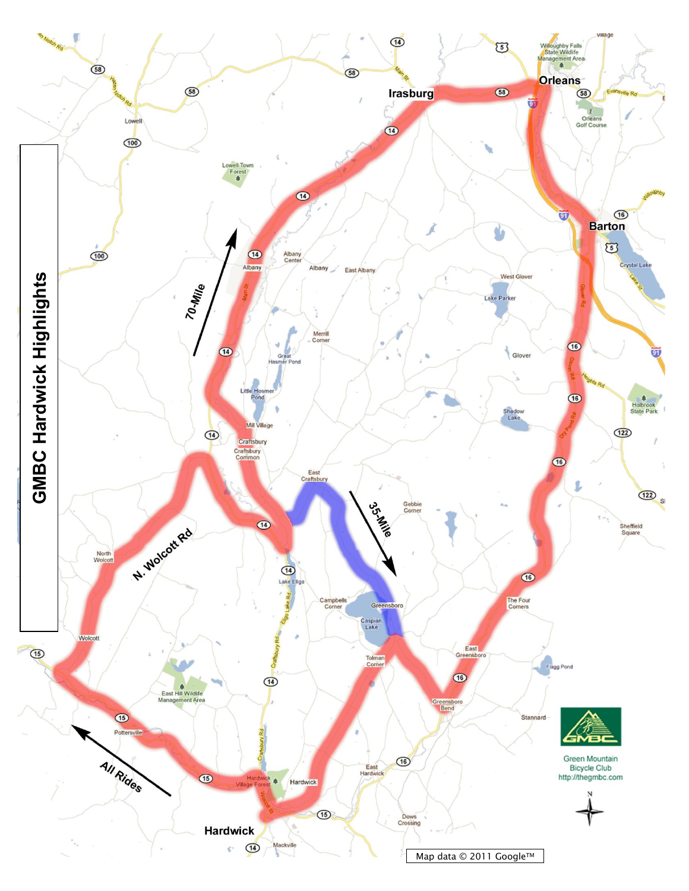# GMBC Hardwick Highlights

70-Mile

35-Mile

All Rides

N. Wolcott Rd

Irasburg

Orleans

Barton

Hardwick

Green Mountain Bicycle Club
http://thegmbc.com

Map data © 2011 Google™